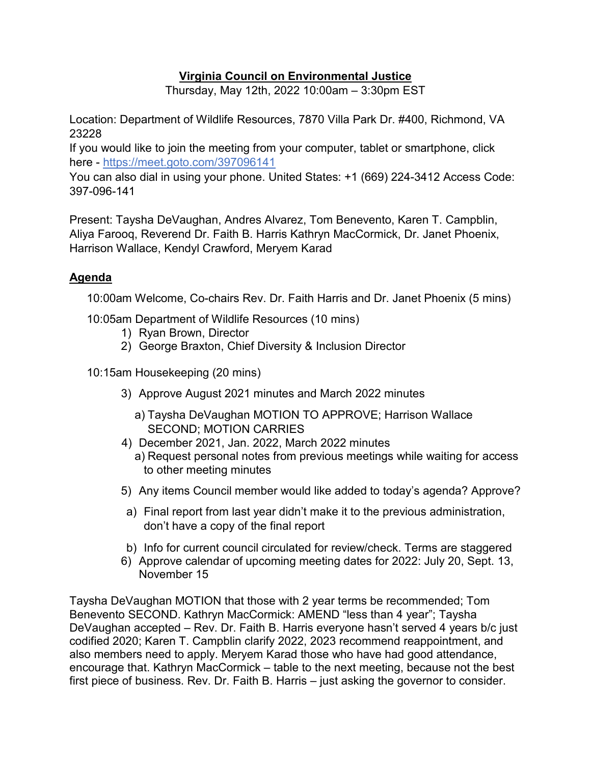# Virginia Council on Environmental Justice

Thursday, May 12th, 2022 10:00am – 3:30pm EST

Location: Department of Wildlife Resources, 7870 Villa Park Dr. #400, Richmond, VA 23228

If you would like to join the meeting from your computer, tablet or smartphone, click here - https://meet.goto.com/397096141

You can also dial in using your phone. United States: +1 (669) 224-3412 Access Code: 397-096-141

Present: Taysha DeVaughan, Andres Alvarez, Tom Benevento, Karen T. Campblin, Aliya Farooq, Reverend Dr. Faith B. Harris Kathryn MacCormick, Dr. Janet Phoenix, Harrison Wallace, Kendyl Crawford, Meryem Karad

## Agenda

10:00am Welcome, Co-chairs Rev. Dr. Faith Harris and Dr. Janet Phoenix (5 mins)

10:05am Department of Wildlife Resources (10 mins)

1) Ryan Brown, Director
2) George Braxton, Chief Diversity & Inclusion Director

10:15am Housekeeping (20 mins)

3) Approve August 2021 minutes and March 2022 minutes
   a) Taysha DeVaughan MOTION TO APPROVE; Harrison Wallace SECOND; MOTION CARRIES
4) December 2021, Jan. 2022, March 2022 minutes
   a) Request personal notes from previous meetings while waiting for access to other meeting minutes
5) Any items Council member would like added to today's agenda? Approve?
   a) Final report from last year didn't make it to the previous administration, don't have a copy of the final report
   b) Info for current council circulated for review/check. Terms are staggered
6) Approve calendar of upcoming meeting dates for 2022: July 20, Sept. 13, November 15

Taysha DeVaughan MOTION that those with 2 year terms be recommended; Tom Benevento SECOND. Kathryn MacCormick: AMEND "less than 4 year"; Taysha DeVaughan accepted – Rev. Dr. Faith B. Harris everyone hasn't served 4 years b/c just codified 2020; Karen T. Campblin clarify 2022, 2023 recommend reappointment, and also members need to apply. Meryem Karad those who have had good attendance, encourage that. Kathryn MacCormick – table to the next meeting, because not the best first piece of business. Rev. Dr. Faith B. Harris – just asking the governor to consider.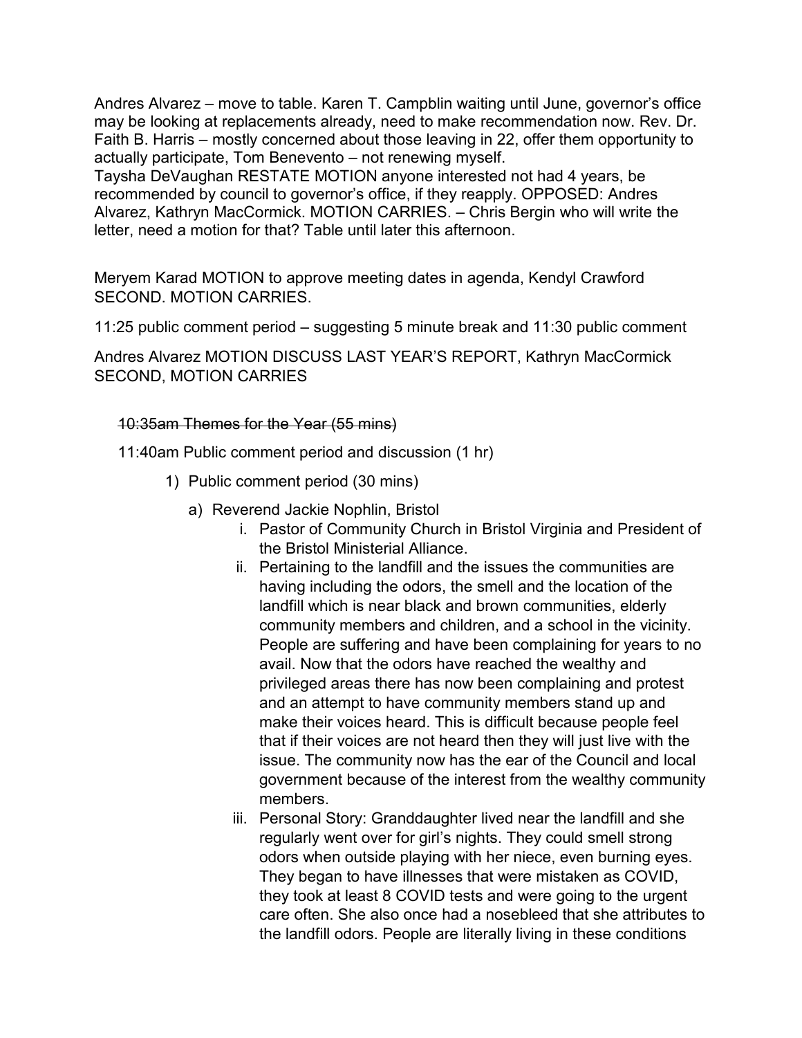Andres Alvarez – move to table. Karen T. Campblin waiting until June, governor's office may be looking at replacements already, need to make recommendation now. Rev. Dr. Faith B. Harris – mostly concerned about those leaving in 22, offer them opportunity to actually participate, Tom Benevento – not renewing myself.
Taysha DeVaughan RESTATE MOTION anyone interested not had 4 years, be recommended by council to governor's office, if they reapply. OPPOSED: Andres Alvarez, Kathryn MacCormick. MOTION CARRIES. – Chris Bergin who will write the letter, need a motion for that? Table until later this afternoon.

Meryem Karad MOTION to approve meeting dates in agenda, Kendyl Crawford SECOND. MOTION CARRIES.

11:25 public comment period – suggesting 5 minute break and 11:30 public comment

Andres Alvarez MOTION DISCUSS LAST YEAR'S REPORT, Kathryn MacCormick SECOND, MOTION CARRIES

~~10:35am Themes for the Year (55 mins)~~

11:40am Public comment period and discussion (1 hr)

1) Public comment period (30 mins)
   a) Reverend Jackie Nophlin, Bristol
      i. Pastor of Community Church in Bristol Virginia and President of the Bristol Ministerial Alliance.
      ii. Pertaining to the landfill and the issues the communities are having including the odors, the smell and the location of the landfill which is near black and brown communities, elderly community members and children, and a school in the vicinity. People are suffering and have been complaining for years to no avail. Now that the odors have reached the wealthy and privileged areas there has now been complaining and protest and an attempt to have community members stand up and make their voices heard. This is difficult because people feel that if their voices are not heard then they will just live with the issue. The community now has the ear of the Council and local government because of the interest from the wealthy community members.
      iii. Personal Story: Granddaughter lived near the landfill and she regularly went over for girl's nights. They could smell strong odors when outside playing with her niece, even burning eyes. They began to have illnesses that were mistaken as COVID, they took at least 8 COVID tests and were going to the urgent care often. She also once had a nosebleed that she attributes to the landfill odors. People are literally living in these conditions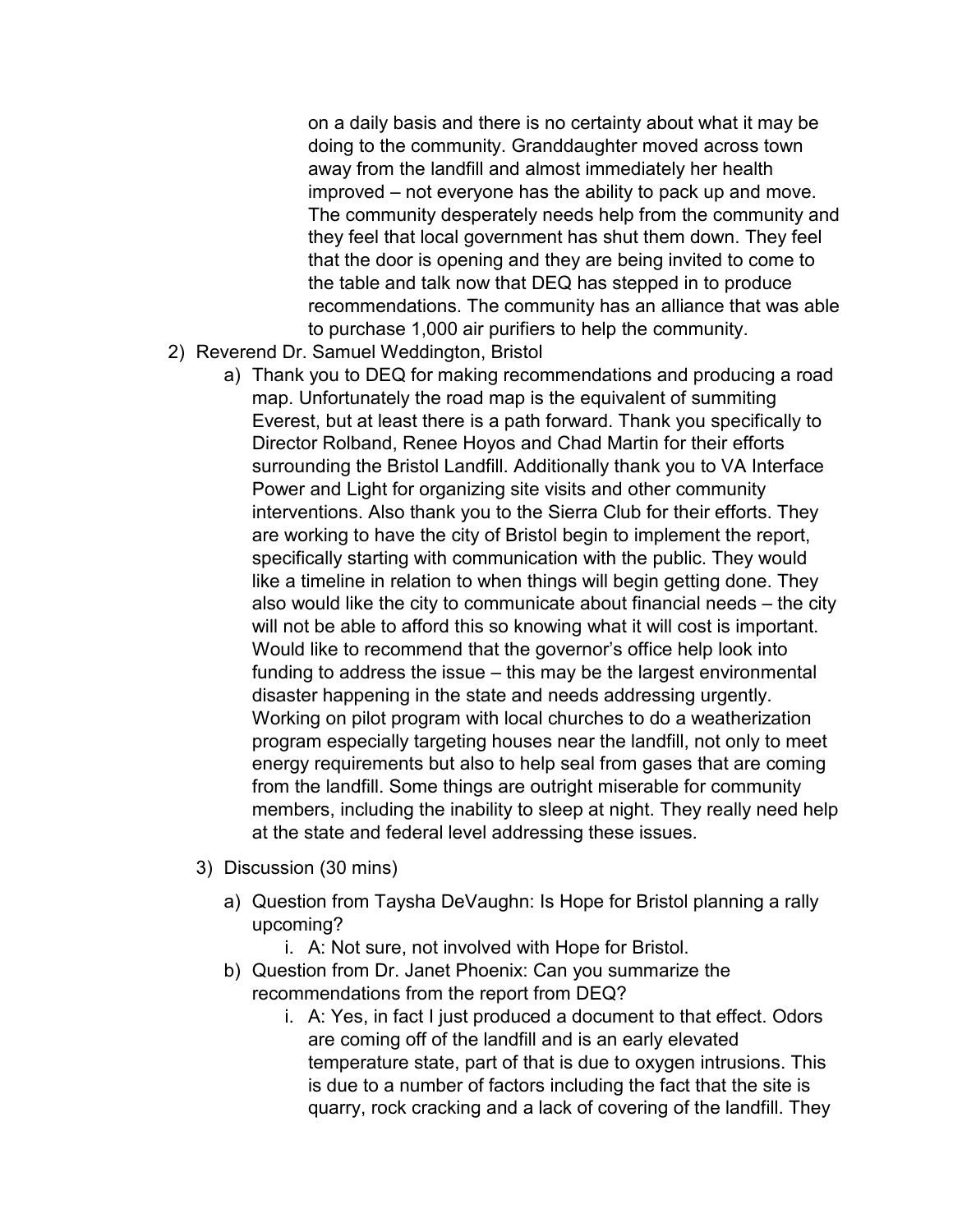on a daily basis and there is no certainty about what it may be doing to the community. Granddaughter moved across town away from the landfill and almost immediately her health improved – not everyone has the ability to pack up and move. The community desperately needs help from the community and they feel that local government has shut them down. They feel that the door is opening and they are being invited to come to the table and talk now that DEQ has stepped in to produce recommendations. The community has an alliance that was able to purchase 1,000 air purifiers to help the community.

2) Reverend Dr. Samuel Weddington, Bristol
   a) Thank you to DEQ for making recommendations and producing a road map. Unfortunately the road map is the equivalent of summiting Everest, but at least there is a path forward. Thank you specifically to Director Rolband, Renee Hoyos and Chad Martin for their efforts surrounding the Bristol Landfill. Additionally thank you to VA Interface Power and Light for organizing site visits and other community interventions. Also thank you to the Sierra Club for their efforts. They are working to have the city of Bristol begin to implement the report, specifically starting with communication with the public. They would like a timeline in relation to when things will begin getting done. They also would like the city to communicate about financial needs – the city will not be able to afford this so knowing what it will cost is important. Would like to recommend that the governor's office help look into funding to address the issue – this may be the largest environmental disaster happening in the state and needs addressing urgently. Working on pilot program with local churches to do a weatherization program especially targeting houses near the landfill, not only to meet energy requirements but also to help seal from gases that are coming from the landfill. Some things are outright miserable for community members, including the inability to sleep at night. They really need help at the state and federal level addressing these issues.

3) Discussion (30 mins)
   a) Question from Taysha DeVaughn: Is Hope for Bristol planning a rally upcoming?
      i. A: Not sure, not involved with Hope for Bristol.
   b) Question from Dr. Janet Phoenix: Can you summarize the recommendations from the report from DEQ?
      i. A: Yes, in fact I just produced a document to that effect. Odors are coming off of the landfill and is an early elevated temperature state, part of that is due to oxygen intrusions. This is due to a number of factors including the fact that the site is quarry, rock cracking and a lack of covering of the landfill. They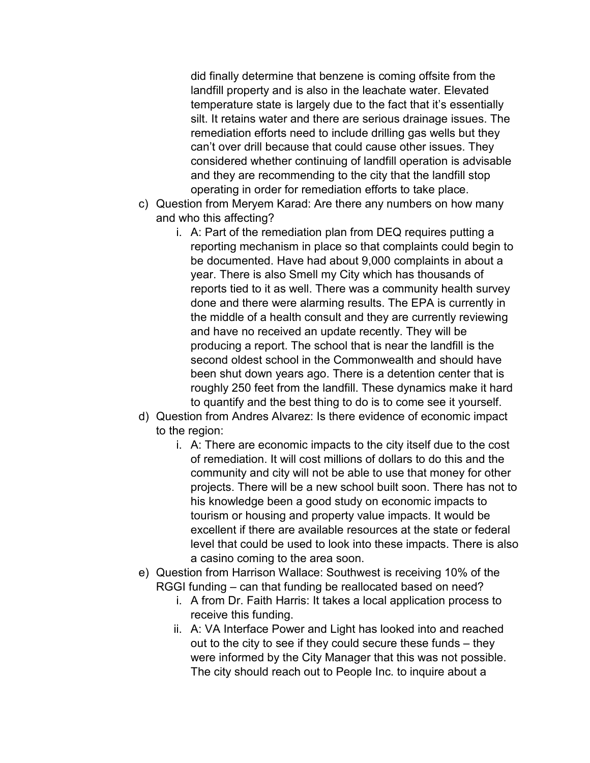did finally determine that benzene is coming offsite from the landfill property and is also in the leachate water. Elevated temperature state is largely due to the fact that it's essentially silt. It retains water and there are serious drainage issues. The remediation efforts need to include drilling gas wells but they can't over drill because that could cause other issues. They considered whether continuing of landfill operation is advisable and they are recommending to the city that the landfill stop operating in order for remediation efforts to take place.

c) Question from Meryem Karad: Are there any numbers on how many and who this affecting?
   i. A: Part of the remediation plan from DEQ requires putting a reporting mechanism in place so that complaints could begin to be documented. Have had about 9,000 complaints in about a year. There is also Smell my City which has thousands of reports tied to it as well. There was a community health survey done and there were alarming results. The EPA is currently in the middle of a health consult and they are currently reviewing and have no received an update recently. They will be producing a report. The school that is near the landfill is the second oldest school in the Commonwealth and should have been shut down years ago. There is a detention center that is roughly 250 feet from the landfill. These dynamics make it hard to quantify and the best thing to do is to come see it yourself.

d) Question from Andres Alvarez: Is there evidence of economic impact to the region:
   i. A: There are economic impacts to the city itself due to the cost of remediation. It will cost millions of dollars to do this and the community and city will not be able to use that money for other projects. There will be a new school built soon. There has not to his knowledge been a good study on economic impacts to tourism or housing and property value impacts. It would be excellent if there are available resources at the state or federal level that could be used to look into these impacts. There is also a casino coming to the area soon.

e) Question from Harrison Wallace: Southwest is receiving 10% of the RGGI funding – can that funding be reallocated based on need?
   i. A from Dr. Faith Harris: It takes a local application process to receive this funding.
   ii. A: VA Interface Power and Light has looked into and reached out to the city to see if they could secure these funds – they were informed by the City Manager that this was not possible. The city should reach out to People Inc. to inquire about a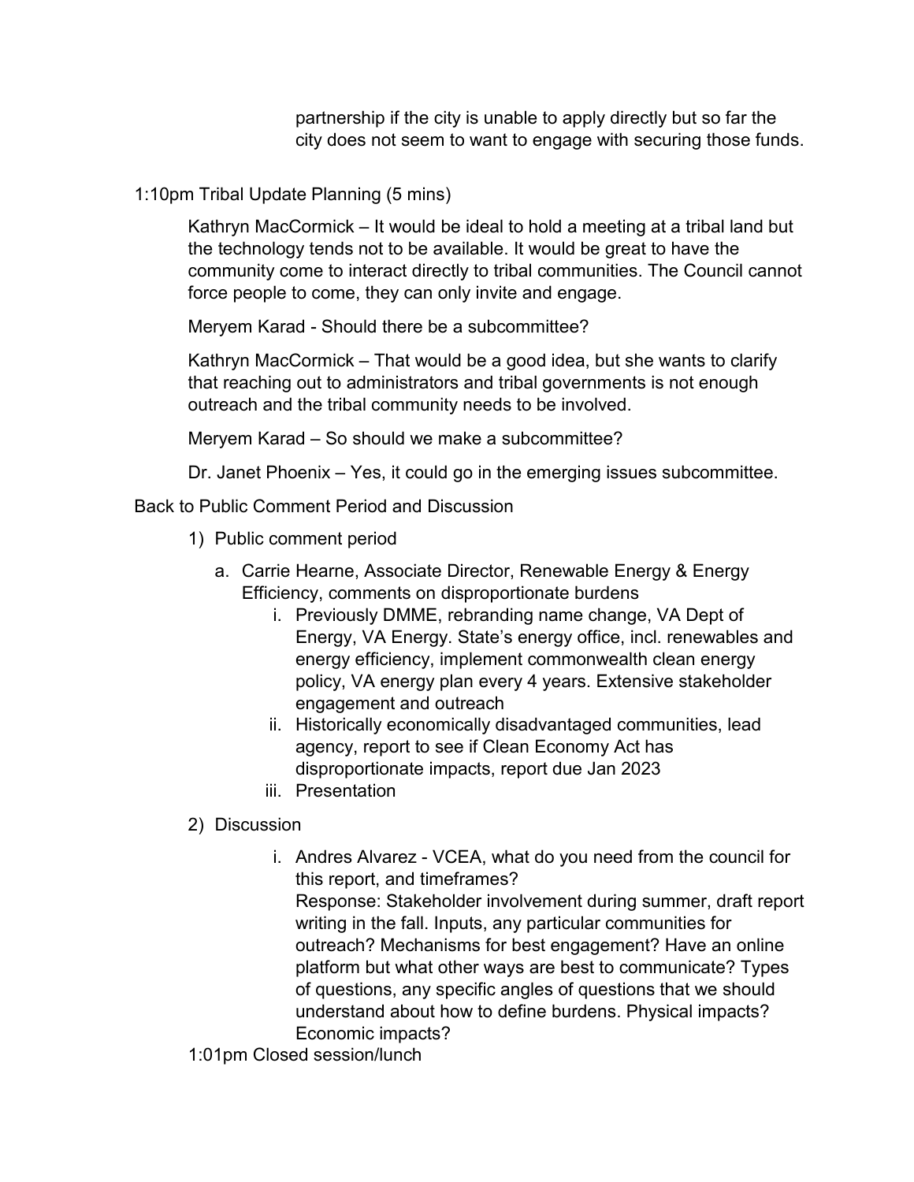partnership if the city is unable to apply directly but so far the city does not seem to want to engage with securing those funds.

1:10pm Tribal Update Planning (5 mins)

Kathryn MacCormick – It would be ideal to hold a meeting at a tribal land but the technology tends not to be available. It would be great to have the community come to interact directly to tribal communities. The Council cannot force people to come, they can only invite and engage.

Meryem Karad - Should there be a subcommittee?

Kathryn MacCormick – That would be a good idea, but she wants to clarify that reaching out to administrators and tribal governments is not enough outreach and the tribal community needs to be involved.

Meryem Karad – So should we make a subcommittee?

Dr. Janet Phoenix – Yes, it could go in the emerging issues subcommittee.

Back to Public Comment Period and Discussion

1) Public comment period
   a. Carrie Hearne, Associate Director, Renewable Energy & Energy Efficiency, comments on disproportionate burdens
      i. Previously DMME, rebranding name change, VA Dept of Energy, VA Energy. State's energy office, incl. renewables and energy efficiency, implement commonwealth clean energy policy, VA energy plan every 4 years. Extensive stakeholder engagement and outreach
      ii. Historically economically disadvantaged communities, lead agency, report to see if Clean Economy Act has disproportionate impacts, report due Jan 2023
      iii. Presentation
2) Discussion
      i. Andres Alvarez - VCEA, what do you need from the council for this report, and timeframes?
      Response: Stakeholder involvement during summer, draft report writing in the fall. Inputs, any particular communities for outreach? Mechanisms for best engagement? Have an online platform but what other ways are best to communicate? Types of questions, any specific angles of questions that we should understand about how to define burdens. Physical impacts? Economic impacts?

1:01pm Closed session/lunch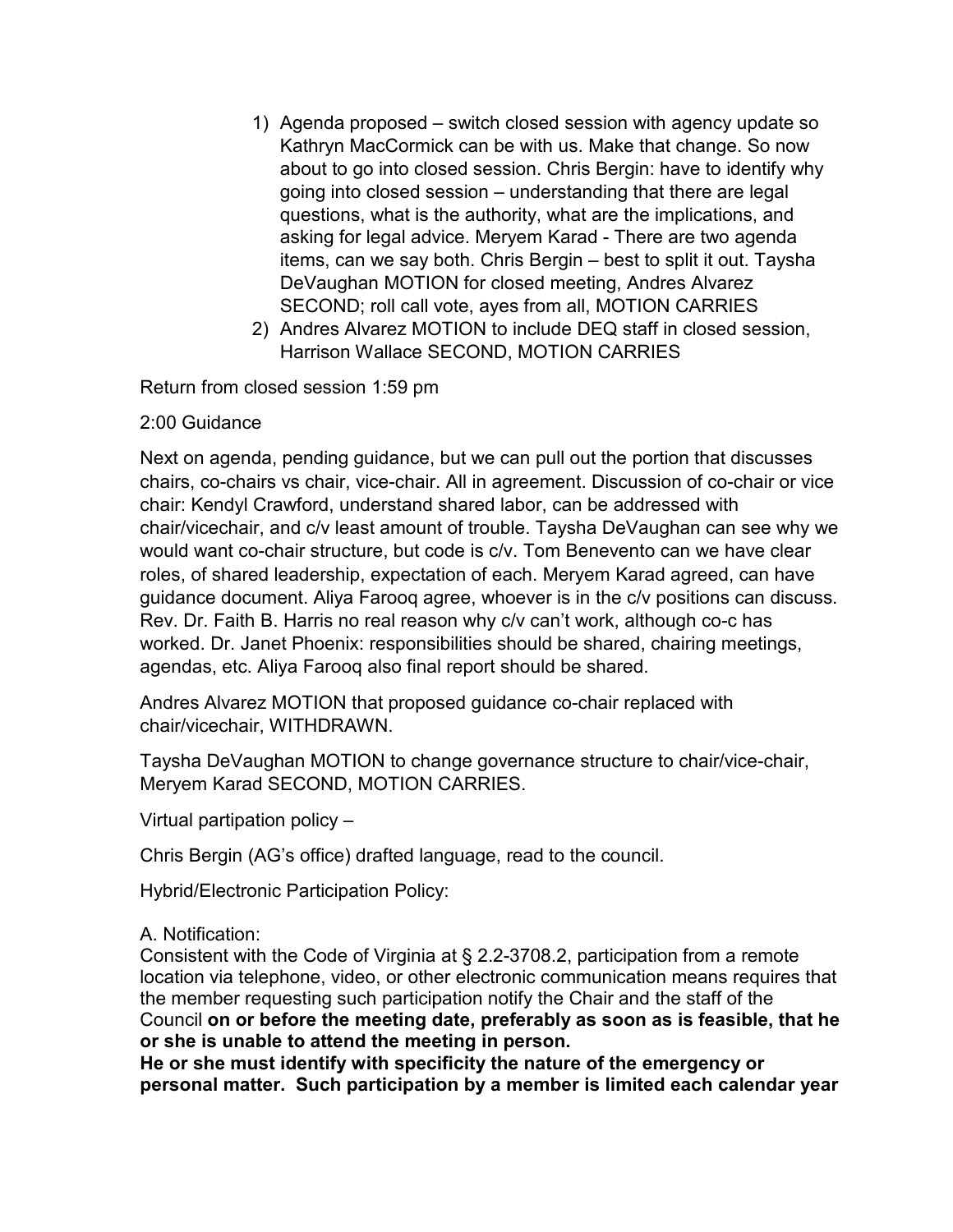1) Agenda proposed – switch closed session with agency update so Kathryn MacCormick can be with us. Make that change. So now about to go into closed session. Chris Bergin: have to identify why going into closed session – understanding that there are legal questions, what is the authority, what are the implications, and asking for legal advice. Meryem Karad - There are two agenda items, can we say both. Chris Bergin – best to split it out. Taysha DeVaughan MOTION for closed meeting, Andres Alvarez SECOND; roll call vote, ayes from all, MOTION CARRIES
2) Andres Alvarez MOTION to include DEQ staff in closed session, Harrison Wallace SECOND, MOTION CARRIES

Return from closed session 1:59 pm

2:00 Guidance

Next on agenda, pending guidance, but we can pull out the portion that discusses chairs, co-chairs vs chair, vice-chair. All in agreement. Discussion of co-chair or vice chair: Kendyl Crawford, understand shared labor, can be addressed with chair/vicechair, and c/v least amount of trouble. Taysha DeVaughan can see why we would want co-chair structure, but code is c/v. Tom Benevento can we have clear roles, of shared leadership, expectation of each. Meryem Karad agreed, can have guidance document. Aliya Farooq agree, whoever is in the c/v positions can discuss. Rev. Dr. Faith B. Harris no real reason why c/v can't work, although co-c has worked. Dr. Janet Phoenix: responsibilities should be shared, chairing meetings, agendas, etc. Aliya Farooq also final report should be shared.

Andres Alvarez MOTION that proposed guidance co-chair replaced with chair/vicechair, WITHDRAWN.

Taysha DeVaughan MOTION to change governance structure to chair/vice-chair, Meryem Karad SECOND, MOTION CARRIES.

Virtual partipation policy –

Chris Bergin (AG's office) drafted language, read to the council.

Hybrid/Electronic Participation Policy:

A. Notification:
Consistent with the Code of Virginia at § 2.2-3708.2, participation from a remote location via telephone, video, or other electronic communication means requires that the member requesting such participation notify the Chair and the staff of the Council **on or before the meeting date, preferably as soon as is feasible, that he or she is unable to attend the meeting in person.**
**He or she must identify with specificity the nature of the emergency or personal matter. Such participation by a member is limited each calendar year**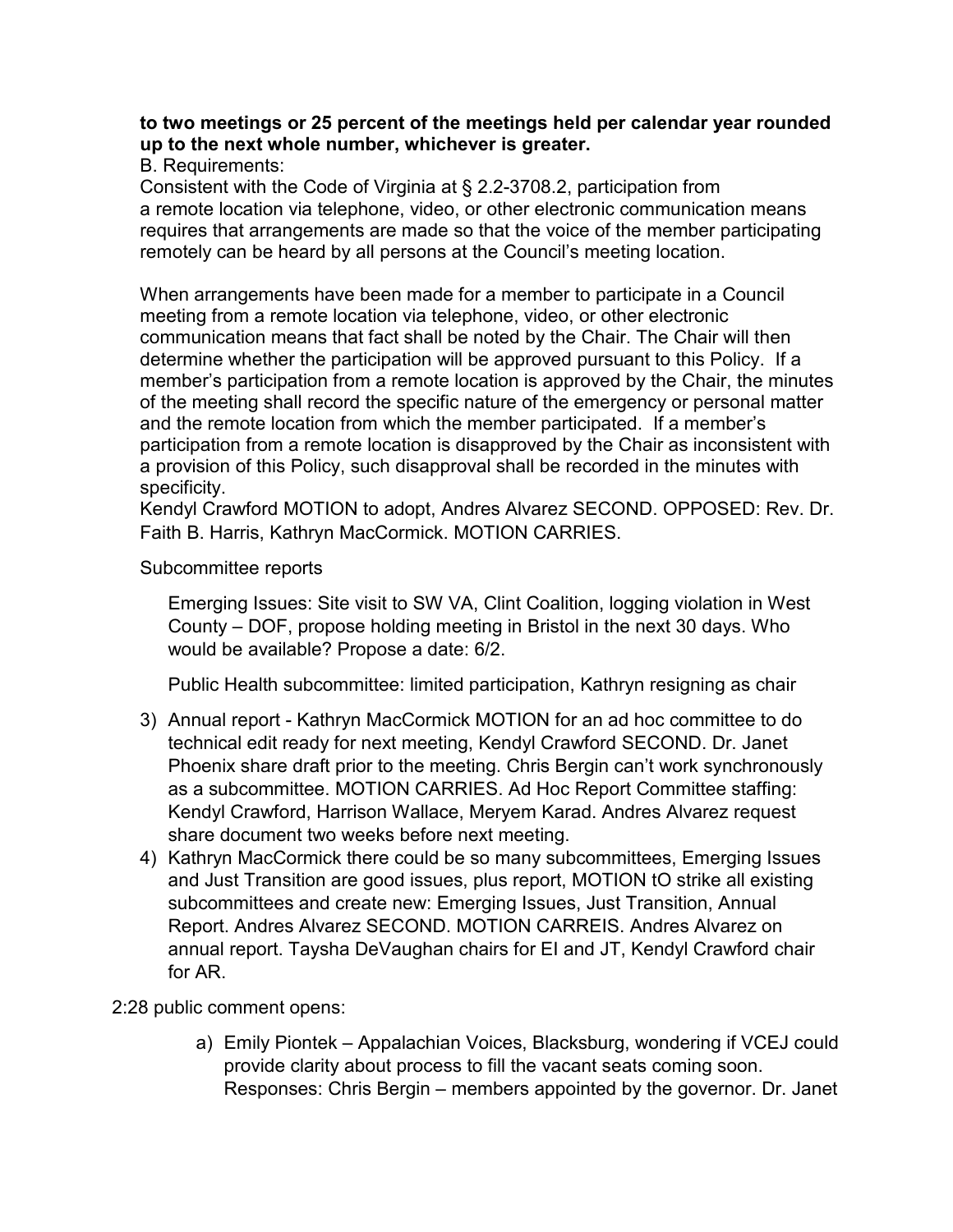**to two meetings or 25 percent of the meetings held per calendar year rounded up to the next whole number, whichever is greater.**

B. Requirements:

Consistent with the Code of Virginia at § 2.2-3708.2, participation from a remote location via telephone, video, or other electronic communication means requires that arrangements are made so that the voice of the member participating remotely can be heard by all persons at the Council's meeting location.

When arrangements have been made for a member to participate in a Council meeting from a remote location via telephone, video, or other electronic communication means that fact shall be noted by the Chair. The Chair will then determine whether the participation will be approved pursuant to this Policy. If a member's participation from a remote location is approved by the Chair, the minutes of the meeting shall record the specific nature of the emergency or personal matter and the remote location from which the member participated. If a member's participation from a remote location is disapproved by the Chair as inconsistent with a provision of this Policy, such disapproval shall be recorded in the minutes with specificity.

Kendyl Crawford MOTION to adopt, Andres Alvarez SECOND. OPPOSED: Rev. Dr. Faith B. Harris, Kathryn MacCormick. MOTION CARRIES.

Subcommittee reports

Emerging Issues: Site visit to SW VA, Clint Coalition, logging violation in West County – DOF, propose holding meeting in Bristol in the next 30 days. Who would be available? Propose a date: 6/2.

Public Health subcommittee: limited participation, Kathryn resigning as chair

3) Annual report - Kathryn MacCormick MOTION for an ad hoc committee to do technical edit ready for next meeting, Kendyl Crawford SECOND. Dr. Janet Phoenix share draft prior to the meeting. Chris Bergin can't work synchronously as a subcommittee. MOTION CARRIES. Ad Hoc Report Committee staffing: Kendyl Crawford, Harrison Wallace, Meryem Karad. Andres Alvarez request share document two weeks before next meeting.
4) Kathryn MacCormick there could be so many subcommittees, Emerging Issues and Just Transition are good issues, plus report, MOTION tO strike all existing subcommittees and create new: Emerging Issues, Just Transition, Annual Report. Andres Alvarez SECOND. MOTION CARREIS. Andres Alvarez on annual report. Taysha DeVaughan chairs for EI and JT, Kendyl Crawford chair for AR.

2:28 public comment opens:

a) Emily Piontek – Appalachian Voices, Blacksburg, wondering if VCEJ could provide clarity about process to fill the vacant seats coming soon. Responses: Chris Bergin – members appointed by the governor. Dr. Janet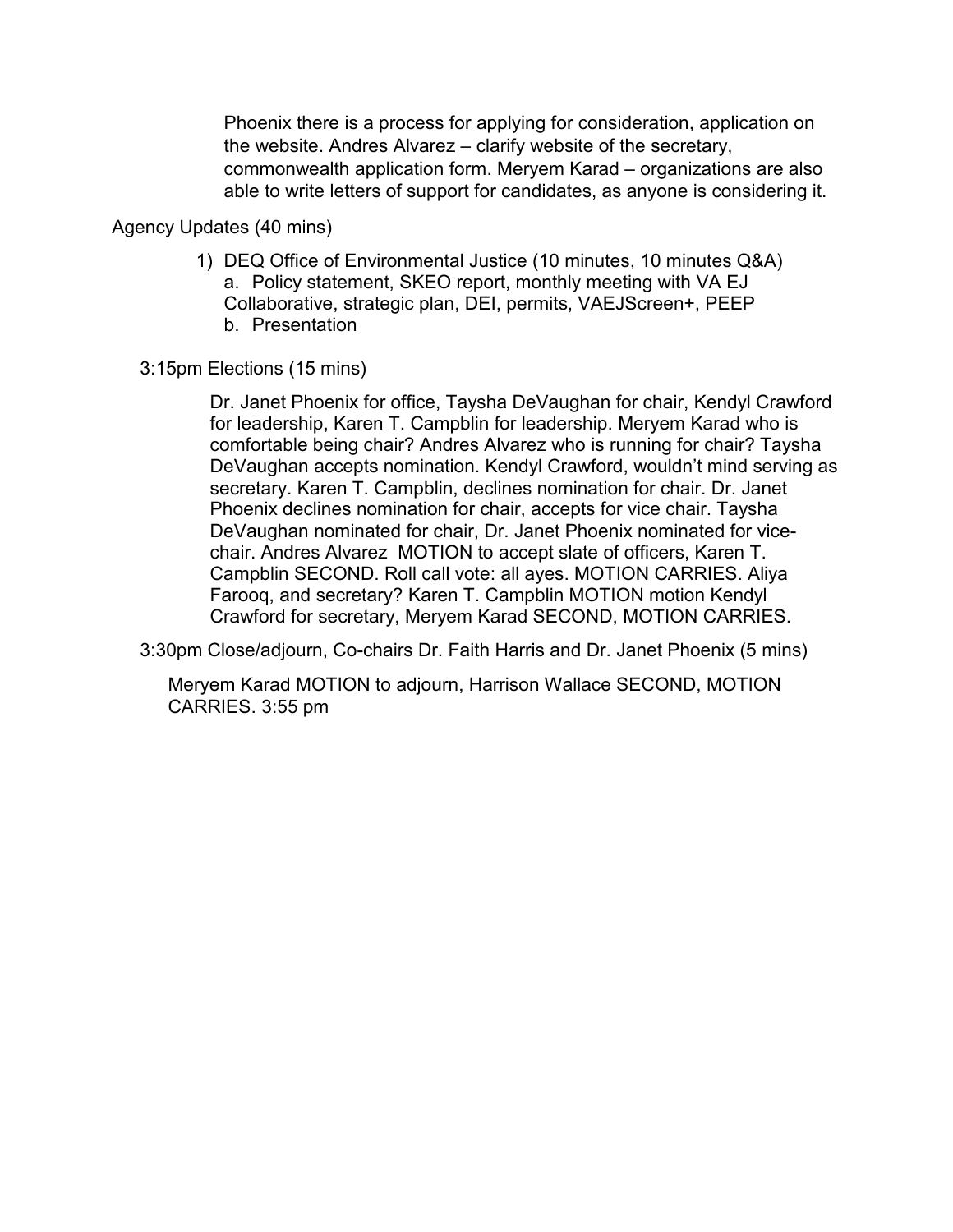Phoenix there is a process for applying for consideration, application on the website. Andres Alvarez – clarify website of the secretary, commonwealth application form. Meryem Karad – organizations are also able to write letters of support for candidates, as anyone is considering it.

Agency Updates (40 mins)

1) DEQ Office of Environmental Justice (10 minutes, 10 minutes Q&A)
   a. Policy statement, SKEO report, monthly meeting with VA EJ Collaborative, strategic plan, DEI, permits, VAEJScreen+, PEEP
   b. Presentation

3:15pm Elections (15 mins)

Dr. Janet Phoenix for office, Taysha DeVaughan for chair, Kendyl Crawford for leadership, Karen T. Campblin for leadership. Meryem Karad who is comfortable being chair? Andres Alvarez who is running for chair? Taysha DeVaughan accepts nomination. Kendyl Crawford, wouldn't mind serving as secretary. Karen T. Campblin, declines nomination for chair. Dr. Janet Phoenix declines nomination for chair, accepts for vice chair. Taysha DeVaughan nominated for chair, Dr. Janet Phoenix nominated for vice-chair. Andres Alvarez MOTION to accept slate of officers, Karen T. Campblin SECOND. Roll call vote: all ayes. MOTION CARRIES. Aliya Farooq, and secretary? Karen T. Campblin MOTION motion Kendyl Crawford for secretary, Meryem Karad SECOND, MOTION CARRIES.

3:30pm Close/adjourn, Co-chairs Dr. Faith Harris and Dr. Janet Phoenix (5 mins)

Meryem Karad MOTION to adjourn, Harrison Wallace SECOND, MOTION CARRIES. 3:55 pm